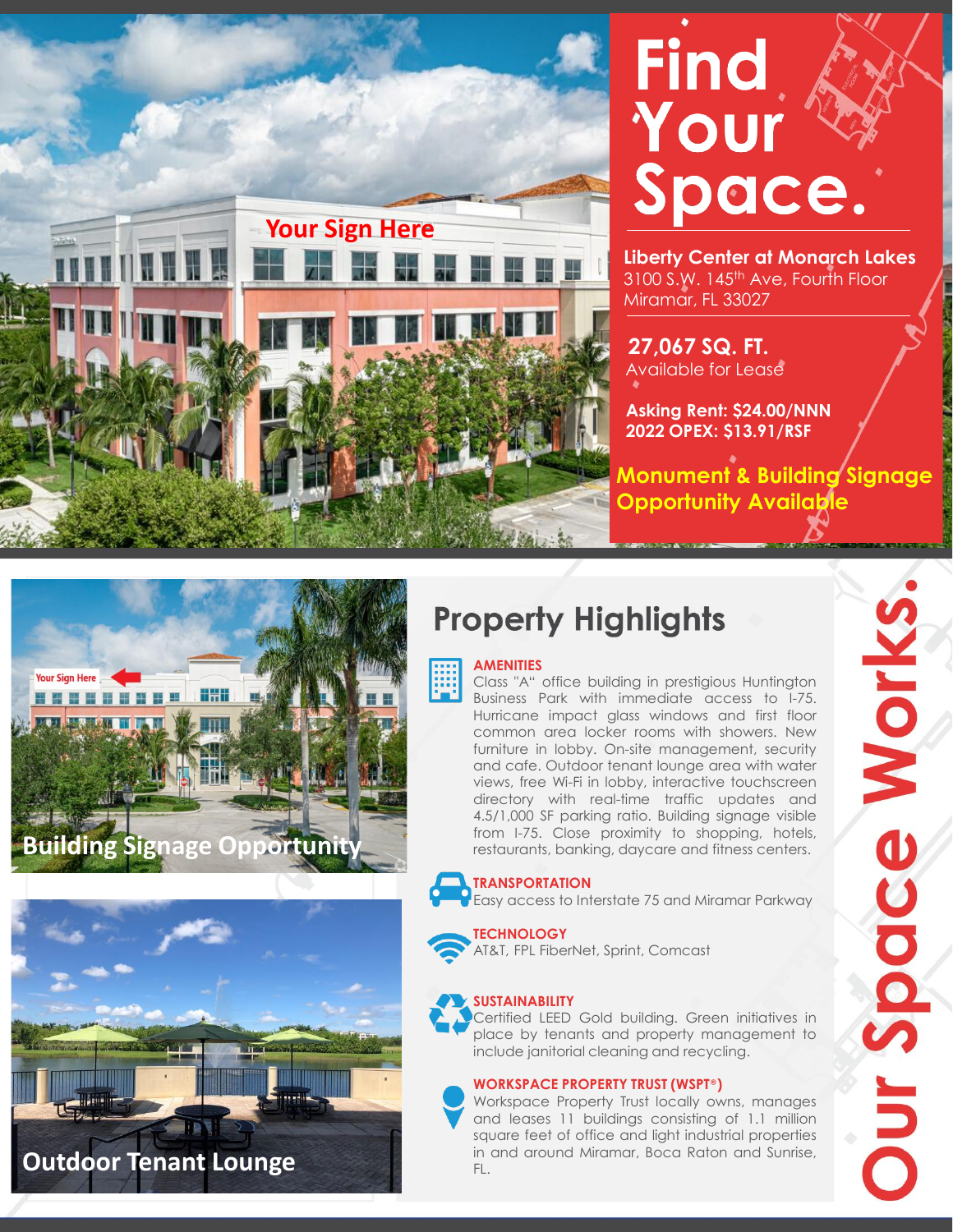# Find Your Space.

**Liberty Center at Monarch Lakes**
3100 S.W. 145th Ave, Fourth Floor
Miramar, FL 33027

**27,067 SQ. FT.**
Available for Lease

**Asking Rent: $24.00/NNN**
**2022 OPEX: $13.91/RSF**

**Monument & Building Signage Opportunity Available**

Your Sign Here

Building Signage Opportunity

Outdoor Tenant Lounge

## Property Highlights

**AMENITIES**
Class "A" office building in prestigious Huntington Business Park with immediate access to I-75. Hurricane impact glass windows and first floor common area locker rooms with showers. New furniture in lobby. On-site management, security and cafe. Outdoor tenant lounge area with water views, free Wi-Fi in lobby, interactive touchscreen directory with real-time traffic updates and 4.5/1,000 SF parking ratio. Building signage visible from I-75. Close proximity to shopping, hotels, restaurants, banking, daycare and fitness centers.

**TRANSPORTATION**
Easy access to Interstate 75 and Miramar Parkway

**TECHNOLOGY**
AT&T, FPL FiberNet, Sprint, Comcast

**SUSTAINABILITY**
Certified LEED Gold building. Green initiatives in place by tenants and property management to include janitorial cleaning and recycling.

**WORKSPACE PROPERTY TRUST (WSPT®)**
Workspace Property Trust locally owns, manages and leases 11 buildings consisting of 1.1 million square feet of office and light industrial properties in and around Miramar, Boca Raton and Sunrise, FL.

Our Space Works.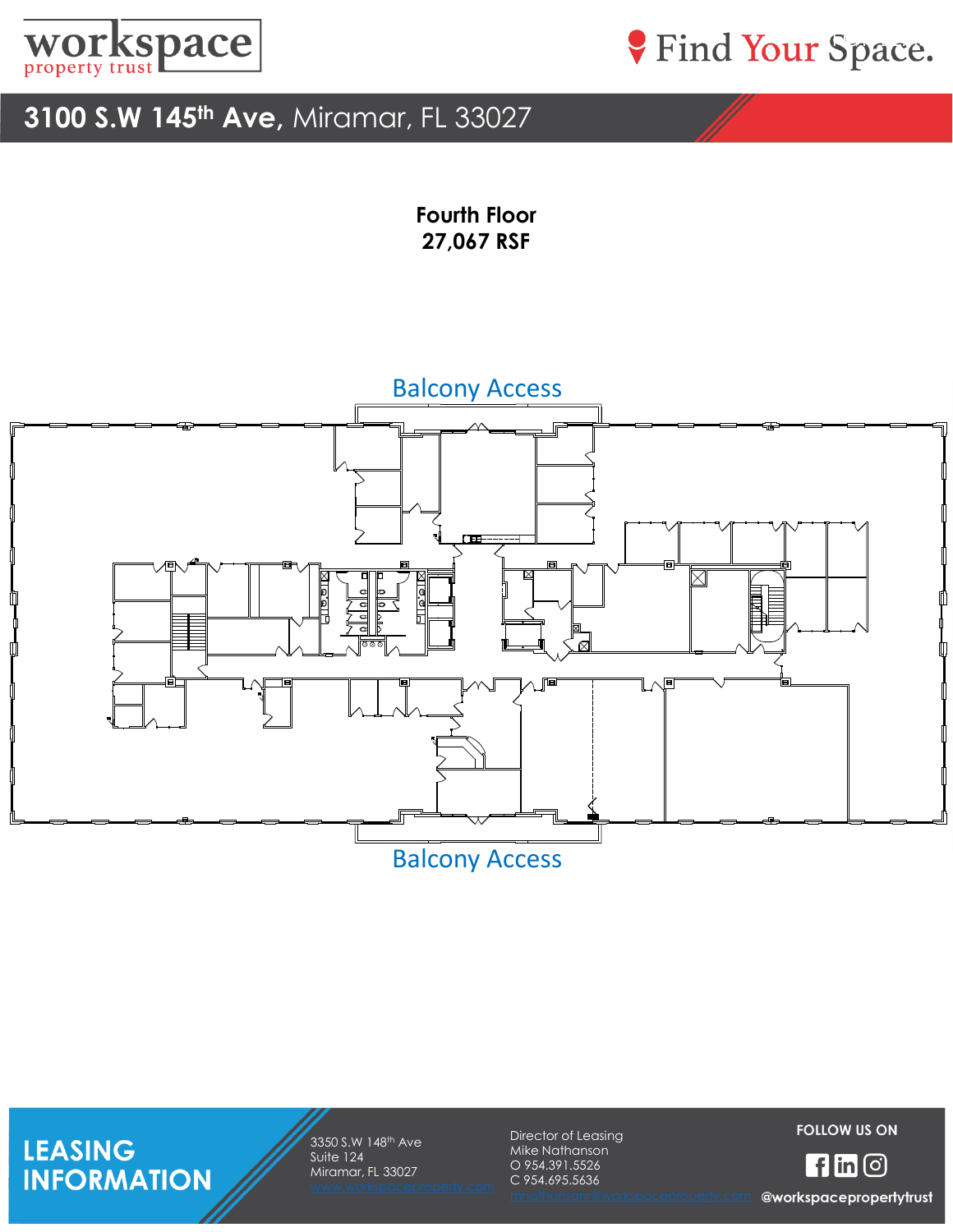# 3100 S.W 145th Ave, Miramar, FL 33027

**Fourth Floor**
**27,067 RSF**

Balcony Access

Balcony Access

## LEASING INFORMATION

3350 S.W 148th Ave
Suite 124
Miramar, FL 33027
www.workspaceproperty.com

Director of Leasing
Mike Nathanson
O 954.391.5526
C 954.695.5636
mnathanson@workspaceproperty.com

FOLLOW US ON
@workspacepropertytrust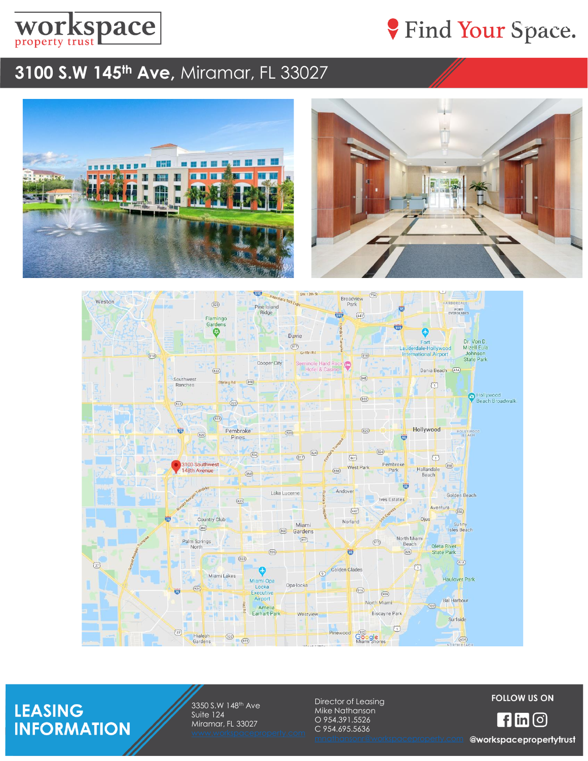workspace property trust

Find Your Space.

# 3100 S.W 145th Ave, Miramar, FL 33027

3100 Southwest 148th Avenue

## LEASING INFORMATION

3350 S.W 148th Ave
Suite 124
Miramar, FL 33027
www.workspaceproperty.com

Director of Leasing
Mike Nathanson
O 954.391.5526
C 954.695.5636
mnathanson@workspaceproperty.com

FOLLOW US ON

@workspacepropertytrust